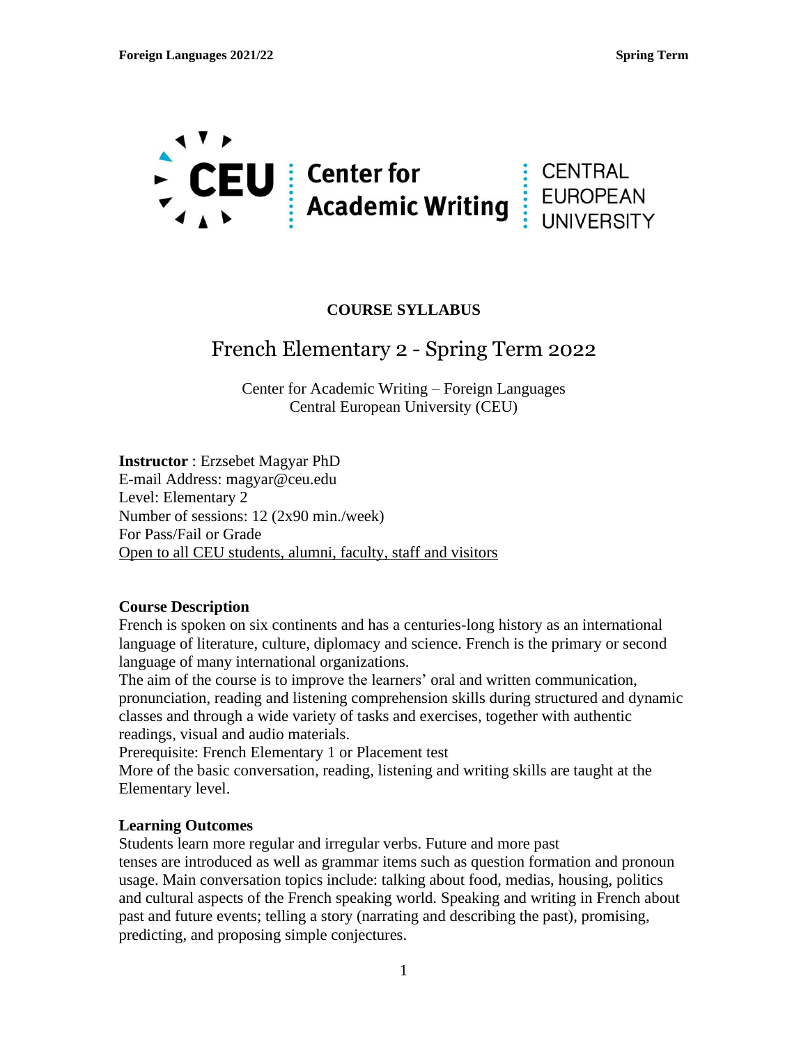Center for Academic Writing — CENTRAL EUROPEAN UNIVERSITY

**COURSE SYLLABUS**

# French Elementary 2 - Spring Term 2022

Center for Academic Writing – Foreign Languages
Central European University (CEU)

**Instructor** : Erzsebet Magyar PhD
E-mail Address: magyar@ceu.edu
Level: Elementary 2
Number of sessions: 12 (2x90 min./week)
For Pass/Fail or Grade
<u>Open to all CEU students, alumni, faculty, staff and visitors</u>

**Course Description**

French is spoken on six continents and has a centuries-long history as an international language of literature, culture, diplomacy and science. French is the primary or second language of many international organizations.
The aim of the course is to improve the learners' oral and written communication, pronunciation, reading and listening comprehension skills during structured and dynamic classes and through a wide variety of tasks and exercises, together with authentic readings, visual and audio materials.
Prerequisite: French Elementary 1 or Placement test
More of the basic conversation, reading, listening and writing skills are taught at the Elementary level.

**Learning Outcomes**

Students learn more regular and irregular verbs. Future and more past tenses are introduced as well as grammar items such as question formation and pronoun usage. Main conversation topics include: talking about food, medias, housing, politics and cultural aspects of the French speaking world. Speaking and writing in French about past and future events; telling a story (narrating and describing the past), promising, predicting, and proposing simple conjectures.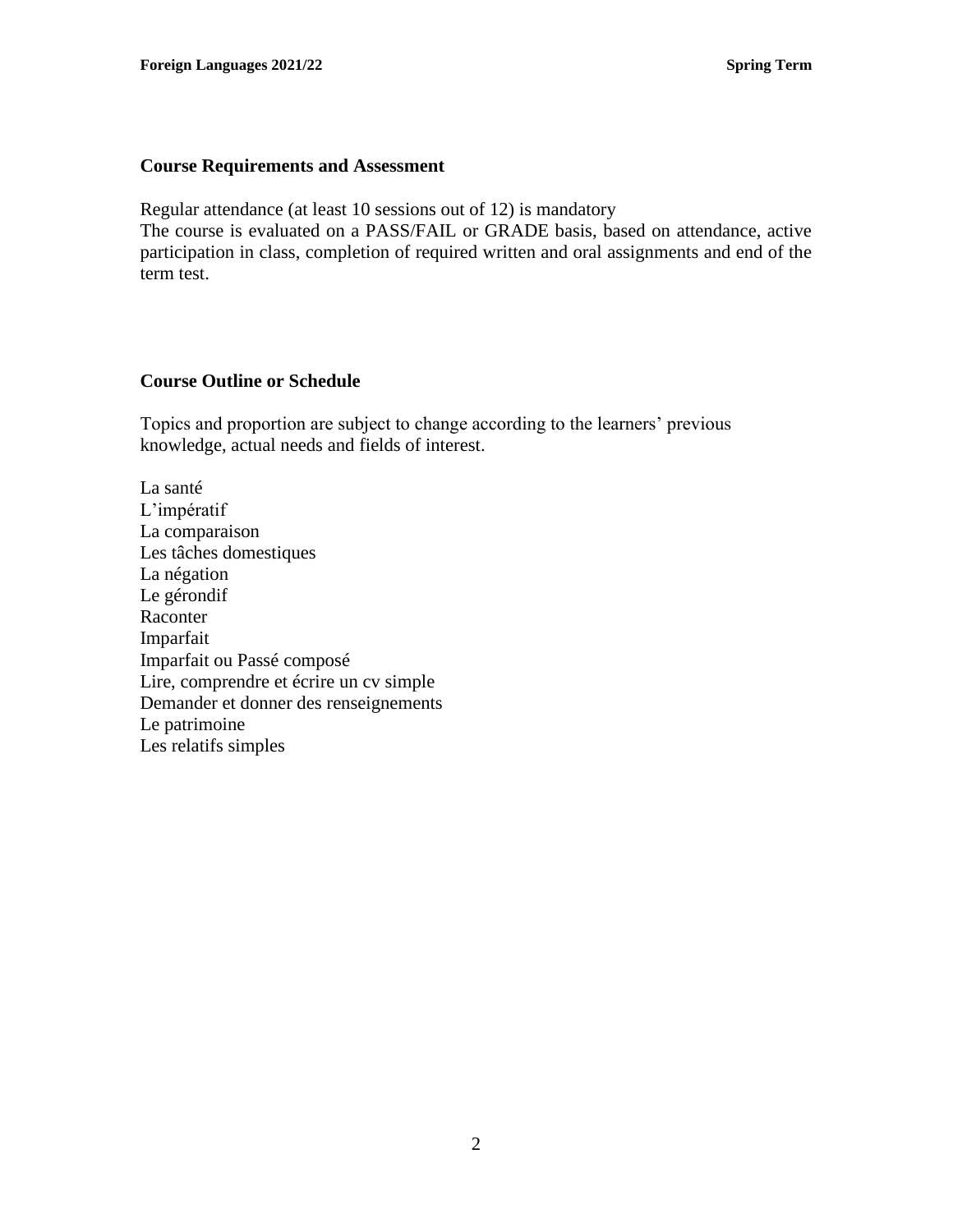## Course Requirements and Assessment

Regular attendance (at least 10 sessions out of 12) is mandatory
The course is evaluated on a PASS/FAIL or GRADE basis, based on attendance, active participation in class, completion of required written and oral assignments and end of the term test.

## Course Outline or Schedule

Topics and proportion are subject to change according to the learners' previous knowledge, actual needs and fields of interest.

La santé
L'impératif
La comparaison
Les tâches domestiques
La négation
Le gérondif
Raconter
Imparfait
Imparfait ou Passé composé
Lire, comprendre et écrire un cv simple
Demander et donner des renseignements
Le patrimoine
Les relatifs simples